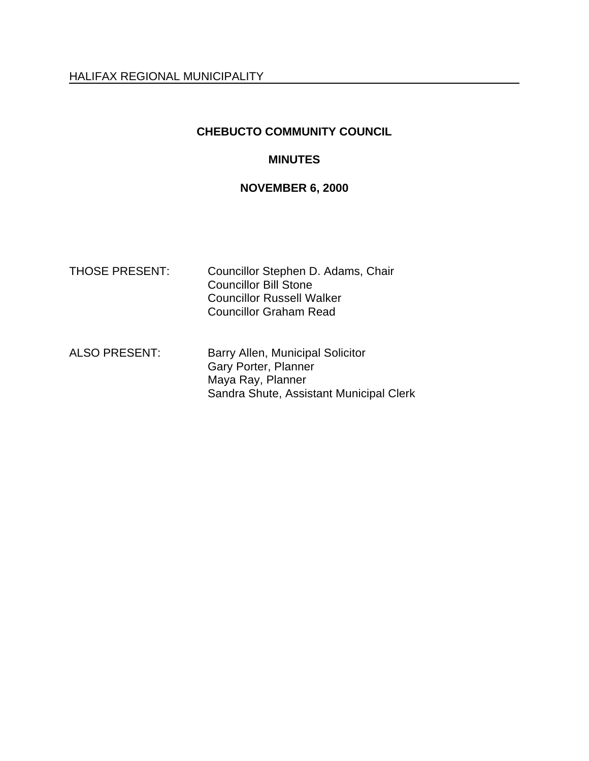HALIFAX REGIONAL MUNICIPALITY

# CHEBUCTO COMMUNITY COUNCIL

## MINUTES

## NOVEMBER 6, 2000

| | |
|---|---|
| THOSE PRESENT: | Councillor Stephen D. Adams, Chair<br>Councillor Bill Stone<br>Councillor Russell Walker<br>Councillor Graham Read |
| ALSO PRESENT: | Barry Allen, Municipal Solicitor<br>Gary Porter, Planner<br>Maya Ray, Planner<br>Sandra Shute, Assistant Municipal Clerk |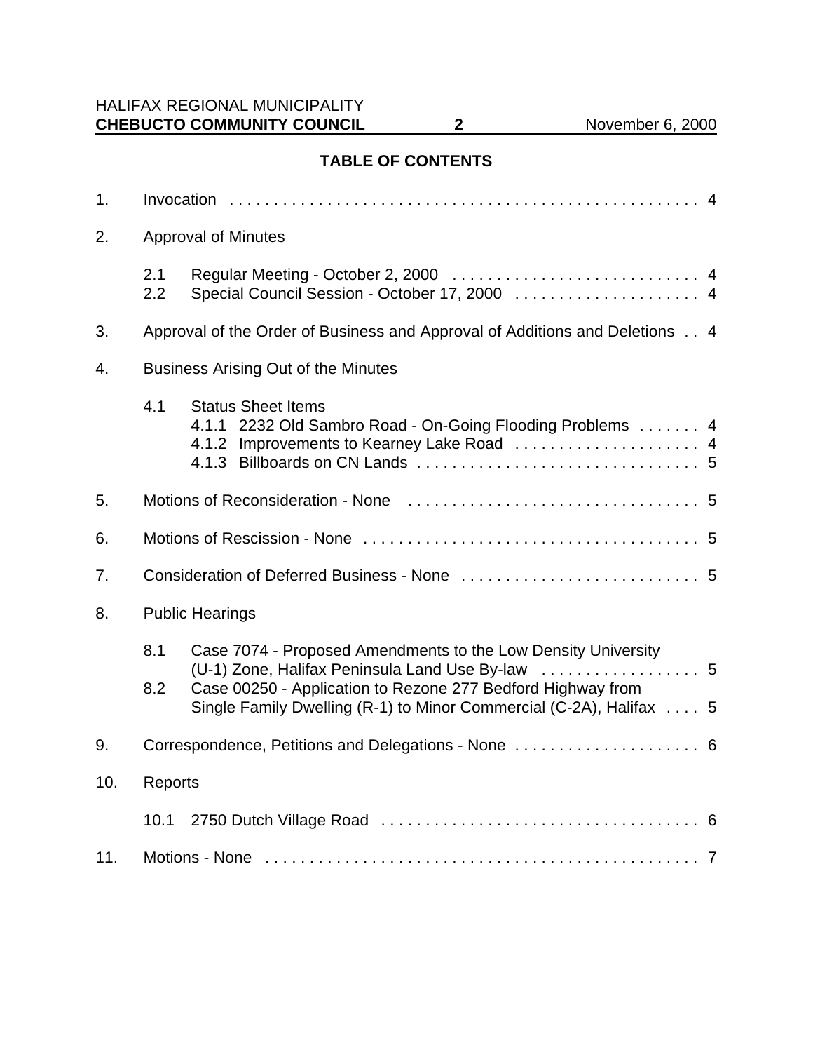## TABLE OF CONTENTS

1. Invocation . . . . . . . . . . . . . . . . . . . . . . . . . . . . . . . . . . . . . . . . . . . . . . . . . . . . 4

2. Approval of Minutes

   2.1 Regular Meeting - October 2, 2000 . . . . . . . . . . . . . . . . . . . . . . . . . . . . 4
   2.2 Special Council Session - October 17, 2000 . . . . . . . . . . . . . . . . . . . . . 4

3. Approval of the Order of Business and Approval of Additions and Deletions . . 4

4. Business Arising Out of the Minutes

   4.1 Status Sheet Items
      4.1.1 2232 Old Sambro Road - On-Going Flooding Problems . . . . . . . 4
      4.1.2 Improvements to Kearney Lake Road . . . . . . . . . . . . . . . . . . . . . 4
      4.1.3 Billboards on CN Lands . . . . . . . . . . . . . . . . . . . . . . . . . . . . . . . . 5

5. Motions of Reconsideration - None . . . . . . . . . . . . . . . . . . . . . . . . . . . . . . . . . 5

6. Motions of Rescission - None . . . . . . . . . . . . . . . . . . . . . . . . . . . . . . . . . . . . . . 5

7. Consideration of Deferred Business - None . . . . . . . . . . . . . . . . . . . . . . . . . . . 5

8. Public Hearings

   8.1 Case 7074 - Proposed Amendments to the Low Density University (U-1) Zone, Halifax Peninsula Land Use By-law . . . . . . . . . . . . . . . . . . 5
   8.2 Case 00250 - Application to Rezone 277 Bedford Highway from Single Family Dwelling (R-1) to Minor Commercial (C-2A), Halifax . . . . 5

9. Correspondence, Petitions and Delegations - None . . . . . . . . . . . . . . . . . . . . . 6

10. Reports

    10.1 2750 Dutch Village Road . . . . . . . . . . . . . . . . . . . . . . . . . . . . . . . . . . . . 6

11. Motions - None . . . . . . . . . . . . . . . . . . . . . . . . . . . . . . . . . . . . . . . . . . . . . . . . . 7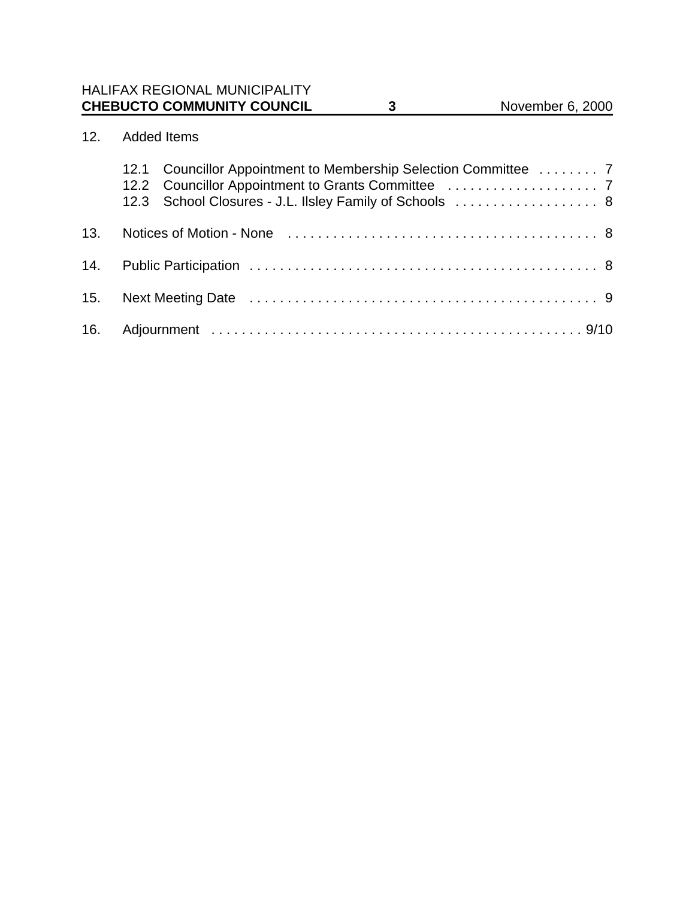12. Added Items

    12.1 Councillor Appointment to Membership Selection Committee . . . . . . . . 7
    12.2 Councillor Appointment to Grants Committee . . . . . . . . . . . . . . . . . . . . 7
    12.3 School Closures - J.L. Ilsley Family of Schools . . . . . . . . . . . . . . . . . . . 8

13. Notices of Motion - None . . . . . . . . . . . . . . . . . . . . . . . . . . . . . . . . . . . . . . . . . 8

14. Public Participation . . . . . . . . . . . . . . . . . . . . . . . . . . . . . . . . . . . . . . . . . . . . . . 8

15. Next Meeting Date . . . . . . . . . . . . . . . . . . . . . . . . . . . . . . . . . . . . . . . . . . . . . . 9

16. Adjournment . . . . . . . . . . . . . . . . . . . . . . . . . . . . . . . . . . . . . . . . . . . . . . . . . 9/10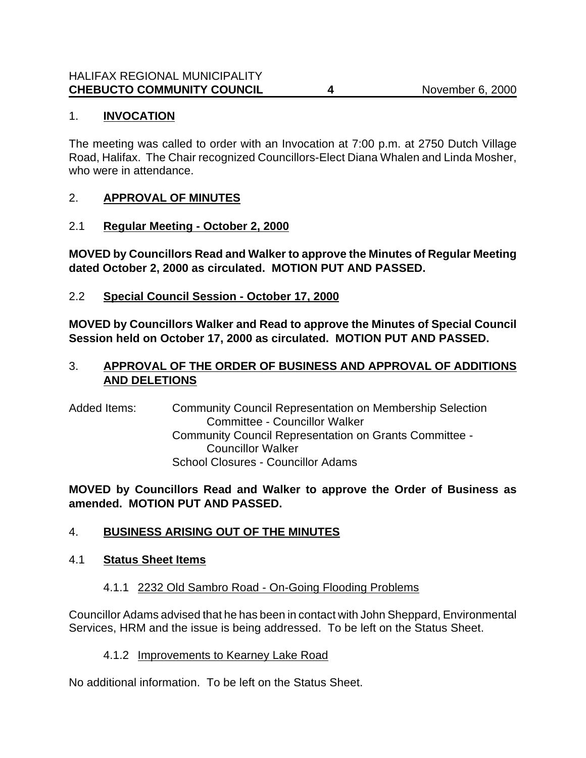## 1. **INVOCATION**

The meeting was called to order with an Invocation at 7:00 p.m. at 2750 Dutch Village Road, Halifax. The Chair recognized Councillors-Elect Diana Whalen and Linda Mosher, who were in attendance.

## 2. **APPROVAL OF MINUTES**

### 2.1 **Regular Meeting - October 2, 2000**

**MOVED by Councillors Read and Walker to approve the Minutes of Regular Meeting dated October 2, 2000 as circulated. MOTION PUT AND PASSED.**

### 2.2 **Special Council Session - October 17, 2000**

**MOVED by Councillors Walker and Read to approve the Minutes of Special Council Session held on October 17, 2000 as circulated. MOTION PUT AND PASSED.**

## 3. **APPROVAL OF THE ORDER OF BUSINESS AND APPROVAL OF ADDITIONS AND DELETIONS**

Added Items:
- Community Council Representation on Membership Selection Committee - Councillor Walker
- Community Council Representation on Grants Committee - Councillor Walker
- School Closures - Councillor Adams

**MOVED by Councillors Read and Walker to approve the Order of Business as amended. MOTION PUT AND PASSED.**

## 4. **BUSINESS ARISING OUT OF THE MINUTES**

### 4.1 **Status Sheet Items**

#### 4.1.1 2232 Old Sambro Road - On-Going Flooding Problems

Councillor Adams advised that he has been in contact with John Sheppard, Environmental Services, HRM and the issue is being addressed. To be left on the Status Sheet.

#### 4.1.2 Improvements to Kearney Lake Road

No additional information. To be left on the Status Sheet.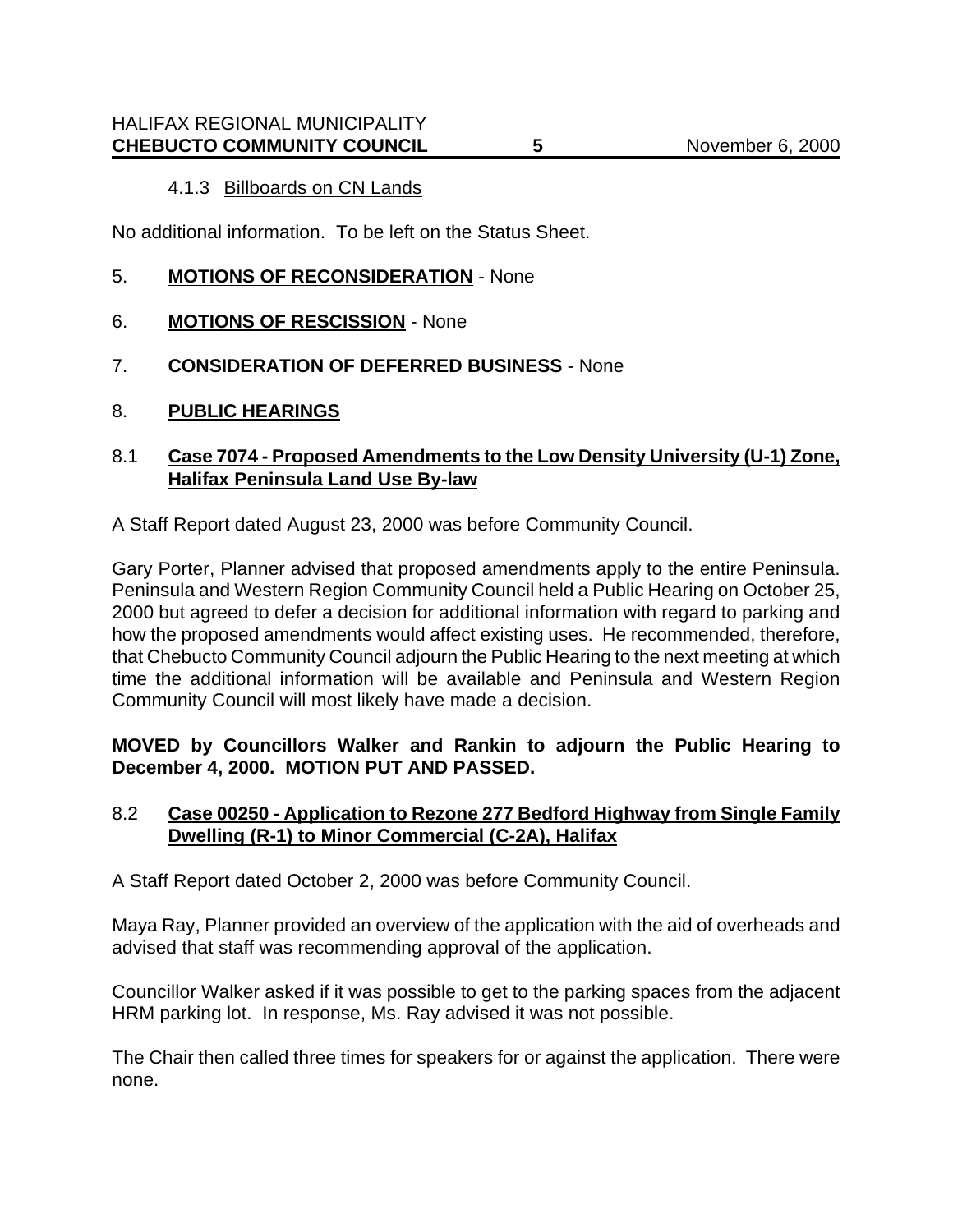4.1.3 Billboards on CN Lands

No additional information. To be left on the Status Sheet.

5. **MOTIONS OF RECONSIDERATION** - None

6. **MOTIONS OF RESCISSION** - None

7. **CONSIDERATION OF DEFERRED BUSINESS** - None

8. **PUBLIC HEARINGS**

8.1 **Case 7074 - Proposed Amendments to the Low Density University (U-1) Zone, Halifax Peninsula Land Use By-law**

A Staff Report dated August 23, 2000 was before Community Council.

Gary Porter, Planner advised that proposed amendments apply to the entire Peninsula. Peninsula and Western Region Community Council held a Public Hearing on October 25, 2000 but agreed to defer a decision for additional information with regard to parking and how the proposed amendments would affect existing uses. He recommended, therefore, that Chebucto Community Council adjourn the Public Hearing to the next meeting at which time the additional information will be available and Peninsula and Western Region Community Council will most likely have made a decision.

**MOVED by Councillors Walker and Rankin to adjourn the Public Hearing to December 4, 2000. MOTION PUT AND PASSED.**

8.2 **Case 00250 - Application to Rezone 277 Bedford Highway from Single Family Dwelling (R-1) to Minor Commercial (C-2A), Halifax**

A Staff Report dated October 2, 2000 was before Community Council.

Maya Ray, Planner provided an overview of the application with the aid of overheads and advised that staff was recommending approval of the application.

Councillor Walker asked if it was possible to get to the parking spaces from the adjacent HRM parking lot. In response, Ms. Ray advised it was not possible.

The Chair then called three times for speakers for or against the application. There were none.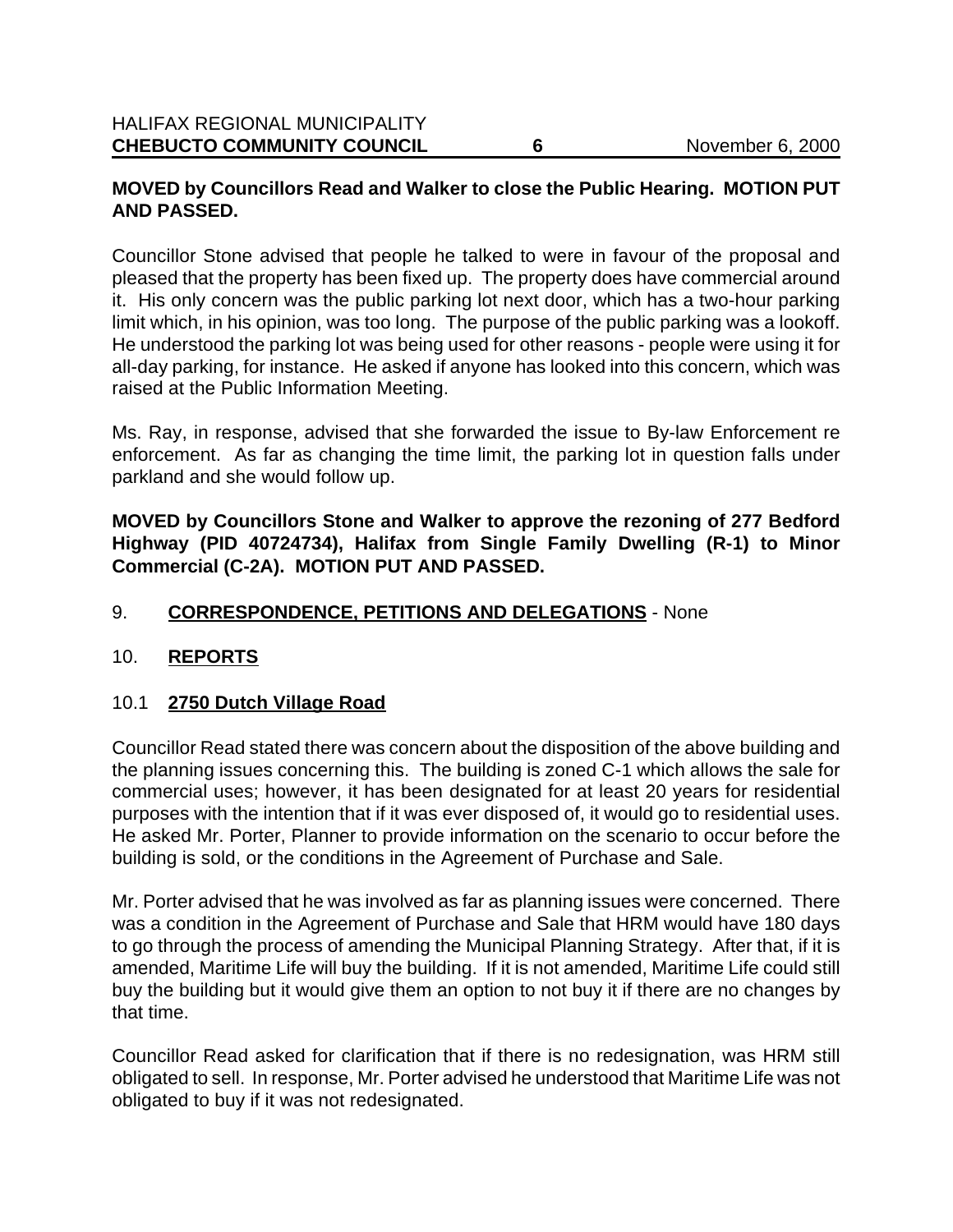**MOVED by Councillors Read and Walker to close the Public Hearing. MOTION PUT AND PASSED.**

Councillor Stone advised that people he talked to were in favour of the proposal and pleased that the property has been fixed up. The property does have commercial around it. His only concern was the public parking lot next door, which has a two-hour parking limit which, in his opinion, was too long. The purpose of the public parking was a lookoff. He understood the parking lot was being used for other reasons - people were using it for all-day parking, for instance. He asked if anyone has looked into this concern, which was raised at the Public Information Meeting.

Ms. Ray, in response, advised that she forwarded the issue to By-law Enforcement re enforcement. As far as changing the time limit, the parking lot in question falls under parkland and she would follow up.

**MOVED by Councillors Stone and Walker to approve the rezoning of 277 Bedford Highway (PID 40724734), Halifax from Single Family Dwelling (R-1) to Minor Commercial (C-2A). MOTION PUT AND PASSED.**

## 9. **CORRESPONDENCE, PETITIONS AND DELEGATIONS** - None

## 10. **REPORTS**

### 10.1 **2750 Dutch Village Road**

Councillor Read stated there was concern about the disposition of the above building and the planning issues concerning this. The building is zoned C-1 which allows the sale for commercial uses; however, it has been designated for at least 20 years for residential purposes with the intention that if it was ever disposed of, it would go to residential uses. He asked Mr. Porter, Planner to provide information on the scenario to occur before the building is sold, or the conditions in the Agreement of Purchase and Sale.

Mr. Porter advised that he was involved as far as planning issues were concerned. There was a condition in the Agreement of Purchase and Sale that HRM would have 180 days to go through the process of amending the Municipal Planning Strategy. After that, if it is amended, Maritime Life will buy the building. If it is not amended, Maritime Life could still buy the building but it would give them an option to not buy it if there are no changes by that time.

Councillor Read asked for clarification that if there is no redesignation, was HRM still obligated to sell. In response, Mr. Porter advised he understood that Maritime Life was not obligated to buy if it was not redesignated.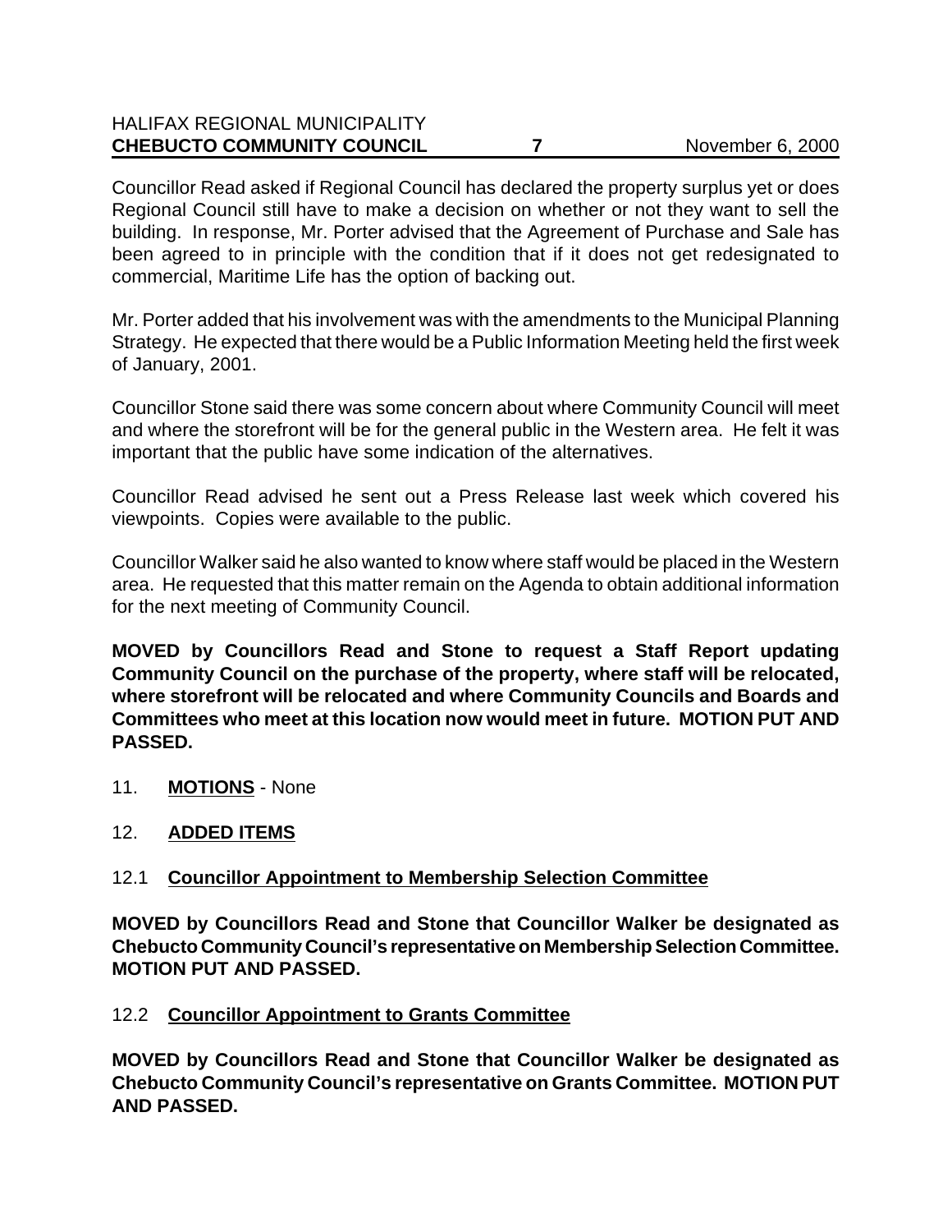Councillor Read asked if Regional Council has declared the property surplus yet or does Regional Council still have to make a decision on whether or not they want to sell the building. In response, Mr. Porter advised that the Agreement of Purchase and Sale has been agreed to in principle with the condition that if it does not get redesignated to commercial, Maritime Life has the option of backing out.

Mr. Porter added that his involvement was with the amendments to the Municipal Planning Strategy. He expected that there would be a Public Information Meeting held the first week of January, 2001.

Councillor Stone said there was some concern about where Community Council will meet and where the storefront will be for the general public in the Western area. He felt it was important that the public have some indication of the alternatives.

Councillor Read advised he sent out a Press Release last week which covered his viewpoints. Copies were available to the public.

Councillor Walker said he also wanted to know where staff would be placed in the Western area. He requested that this matter remain on the Agenda to obtain additional information for the next meeting of Community Council.

**MOVED by Councillors Read and Stone to request a Staff Report updating Community Council on the purchase of the property, where staff will be relocated, where storefront will be relocated and where Community Councils and Boards and Committees who meet at this location now would meet in future. MOTION PUT AND PASSED.**

11. **MOTIONS** - None

12. **ADDED ITEMS**

12.1 **Councillor Appointment to Membership Selection Committee**

**MOVED by Councillors Read and Stone that Councillor Walker be designated as Chebucto Community Council's representative on Membership Selection Committee. MOTION PUT AND PASSED.**

12.2 **Councillor Appointment to Grants Committee**

**MOVED by Councillors Read and Stone that Councillor Walker be designated as Chebucto Community Council's representative on Grants Committee. MOTION PUT AND PASSED.**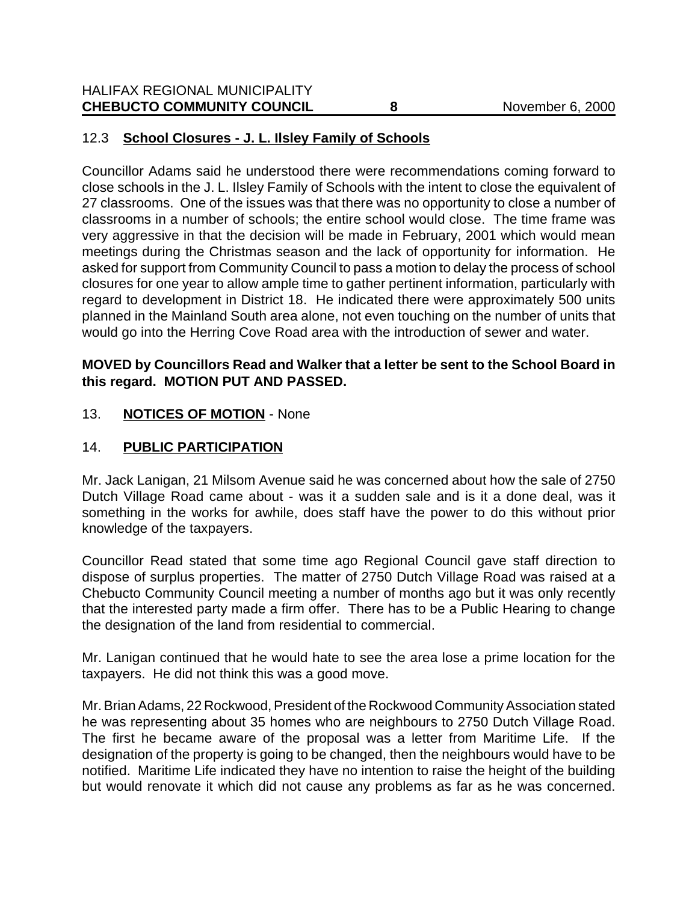### 12.3 **School Closures - J. L. Ilsley Family of Schools**

Councillor Adams said he understood there were recommendations coming forward to close schools in the J. L. Ilsley Family of Schools with the intent to close the equivalent of 27 classrooms. One of the issues was that there was no opportunity to close a number of classrooms in a number of schools; the entire school would close. The time frame was very aggressive in that the decision will be made in February, 2001 which would mean meetings during the Christmas season and the lack of opportunity for information. He asked for support from Community Council to pass a motion to delay the process of school closures for one year to allow ample time to gather pertinent information, particularly with regard to development in District 18. He indicated there were approximately 500 units planned in the Mainland South area alone, not even touching on the number of units that would go into the Herring Cove Road area with the introduction of sewer and water.

**MOVED by Councillors Read and Walker that a letter be sent to the School Board in this regard. MOTION PUT AND PASSED.**

## 13. **NOTICES OF MOTION** - None

## 14. **PUBLIC PARTICIPATION**

Mr. Jack Lanigan, 21 Milsom Avenue said he was concerned about how the sale of 2750 Dutch Village Road came about - was it a sudden sale and is it a done deal, was it something in the works for awhile, does staff have the power to do this without prior knowledge of the taxpayers.

Councillor Read stated that some time ago Regional Council gave staff direction to dispose of surplus properties. The matter of 2750 Dutch Village Road was raised at a Chebucto Community Council meeting a number of months ago but it was only recently that the interested party made a firm offer. There has to be a Public Hearing to change the designation of the land from residential to commercial.

Mr. Lanigan continued that he would hate to see the area lose a prime location for the taxpayers. He did not think this was a good move.

Mr. Brian Adams, 22 Rockwood, President of the Rockwood Community Association stated he was representing about 35 homes who are neighbours to 2750 Dutch Village Road. The first he became aware of the proposal was a letter from Maritime Life. If the designation of the property is going to be changed, then the neighbours would have to be notified. Maritime Life indicated they have no intention to raise the height of the building but would renovate it which did not cause any problems as far as he was concerned.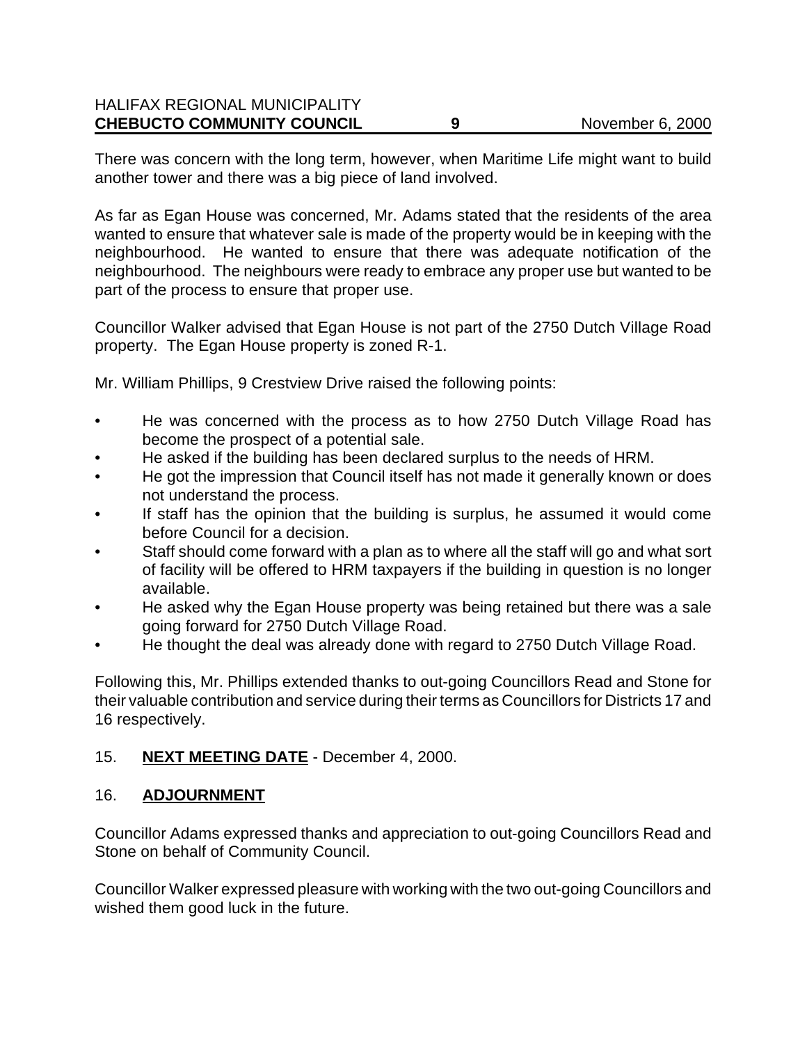There was concern with the long term, however, when Maritime Life might want to build another tower and there was a big piece of land involved.

As far as Egan House was concerned, Mr. Adams stated that the residents of the area wanted to ensure that whatever sale is made of the property would be in keeping with the neighbourhood. He wanted to ensure that there was adequate notification of the neighbourhood. The neighbours were ready to embrace any proper use but wanted to be part of the process to ensure that proper use.

Councillor Walker advised that Egan House is not part of the 2750 Dutch Village Road property. The Egan House property is zoned R-1.

Mr. William Phillips, 9 Crestview Drive raised the following points:

- He was concerned with the process as to how 2750 Dutch Village Road has become the prospect of a potential sale.
- He asked if the building has been declared surplus to the needs of HRM.
- He got the impression that Council itself has not made it generally known or does not understand the process.
- If staff has the opinion that the building is surplus, he assumed it would come before Council for a decision.
- Staff should come forward with a plan as to where all the staff will go and what sort of facility will be offered to HRM taxpayers if the building in question is no longer available.
- He asked why the Egan House property was being retained but there was a sale going forward for 2750 Dutch Village Road.
- He thought the deal was already done with regard to 2750 Dutch Village Road.

Following this, Mr. Phillips extended thanks to out-going Councillors Read and Stone for their valuable contribution and service during their terms as Councillors for Districts 17 and 16 respectively.

15. **NEXT MEETING DATE** - December 4, 2000.

16. **ADJOURNMENT**

Councillor Adams expressed thanks and appreciation to out-going Councillors Read and Stone on behalf of Community Council.

Councillor Walker expressed pleasure with working with the two out-going Councillors and wished them good luck in the future.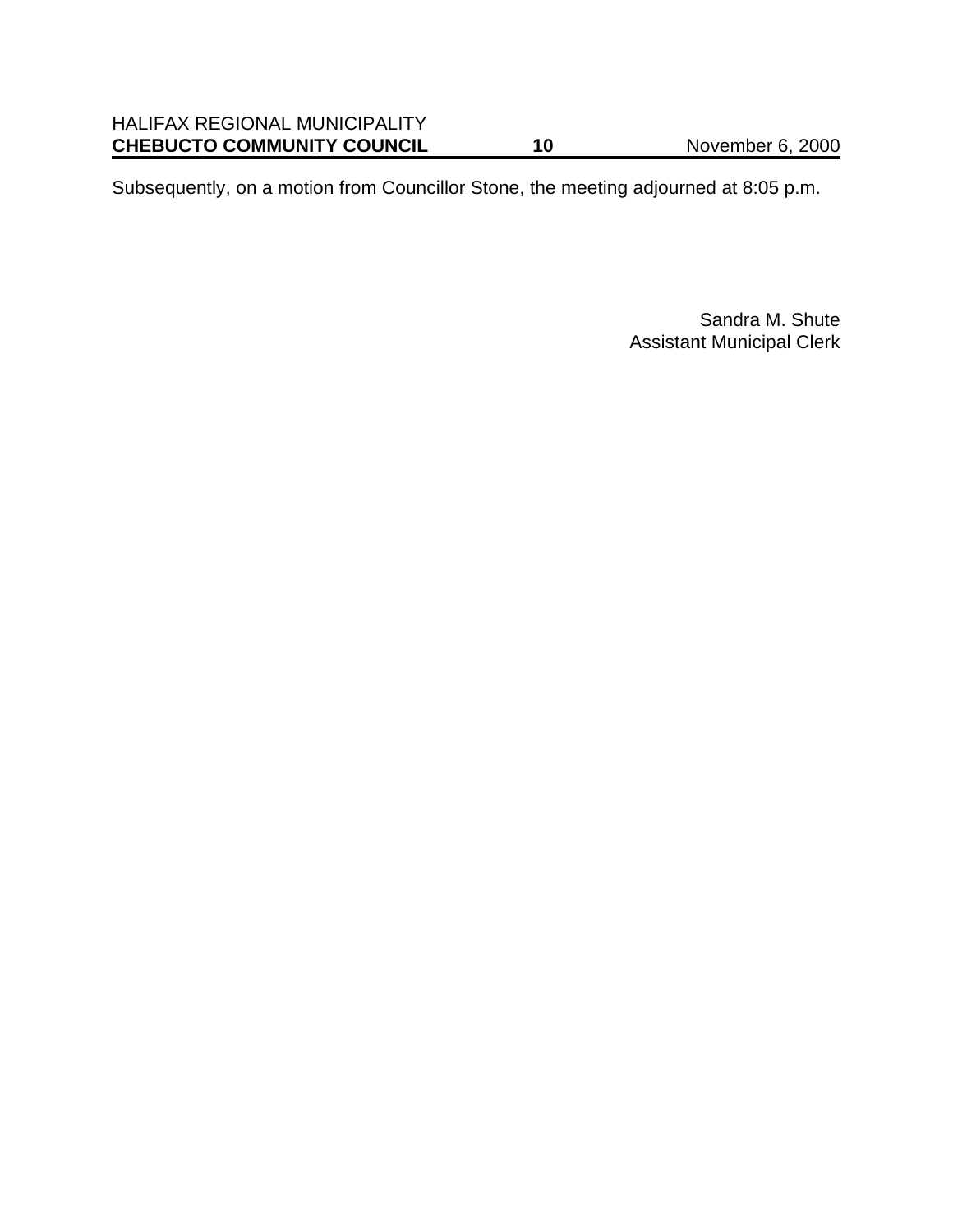Subsequently, on a motion from Councillor Stone, the meeting adjourned at 8:05 p.m.

Sandra M. Shute
Assistant Municipal Clerk